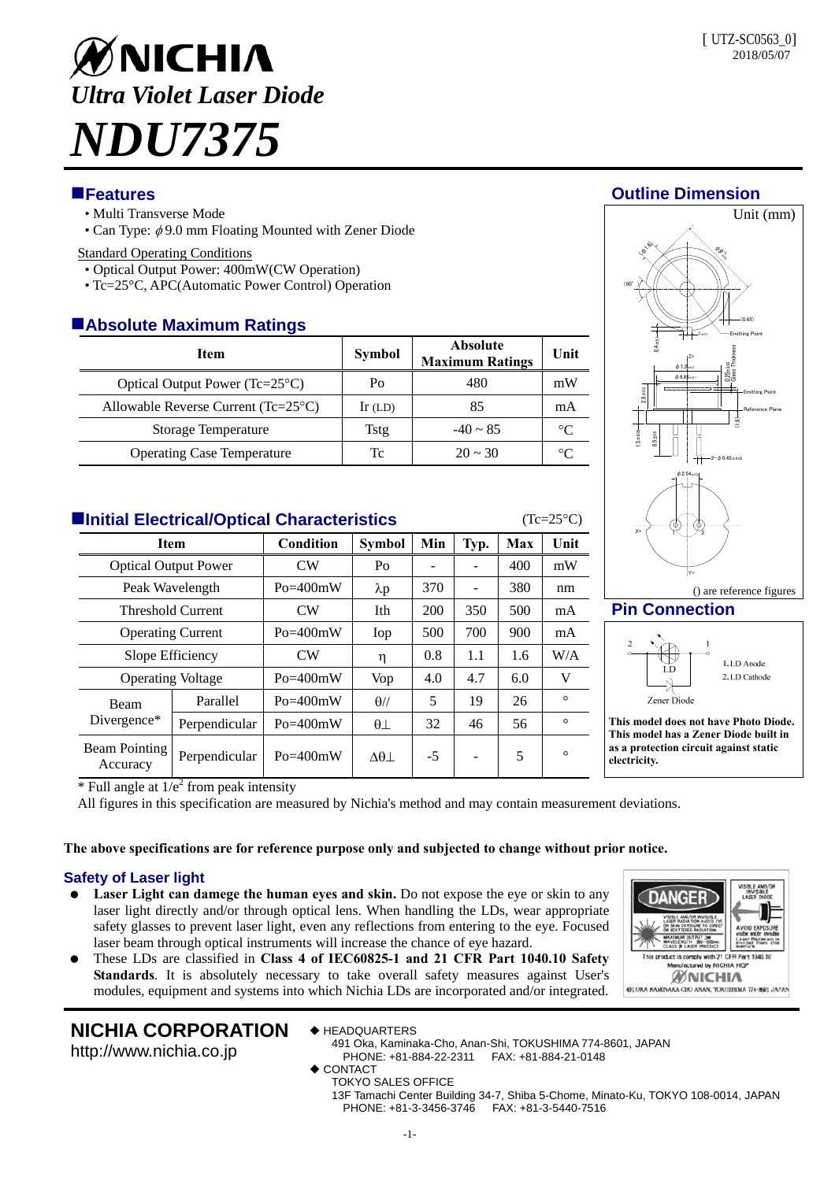[ UTZ-SC0563_0]
2018/05/07

# NICHIA

*Ultra Violet Laser Diode*

# *NDU7375*

## Features

- Multi Transverse Mode
- Can Type: $\phi$9.0 mm Floating Mounted with Zener Diode

Standard Operating Conditions

- Optical Output Power: 400mW(CW Operation)
- Tc=25°C, APC(Automatic Power Control) Operation

## Absolute Maximum Ratings

| Item | Symbol | Absolute Maximum Ratings | Unit |
|---|---|---|---|
| Optical Output Power (Tc=25°C) | Po | 480 | mW |
| Allowable Reverse Current (Tc=25°C) | Ir (LD) | 85 | mA |
| Storage Temperature | Tstg | -40 ~ 85 | °C |
| Operating Case Temperature | Tc | 20 ~ 30 | °C |

## Initial Electrical/Optical Characteristics

(Tc=25°C)

| Item | | Condition | Symbol | Min | Typ. | Max | Unit |
|---|---|---|---|---|---|---|---|
| Optical Output Power | | CW | Po | - | - | 400 | mW |
| Peak Wavelength | | Po=400mW | λp | 370 | - | 380 | nm |
| Threshold Current | | CW | Ith | 200 | 350 | 500 | mA |
| Operating Current | | Po=400mW | Iop | 500 | 700 | 900 | mA |
| Slope Efficiency | | CW | η | 0.8 | 1.1 | 1.6 | W/A |
| Operating Voltage | | Po=400mW | Vop | 4.0 | 4.7 | 6.0 | V |
| Beam Divergence* | Parallel | Po=400mW | θ// | 5 | 19 | 26 | ° |
| | Perpendicular | Po=400mW | θ⊥ | 32 | 46 | 56 | ° |
| Beam Pointing Accuracy | Perpendicular | Po=400mW | Δθ⊥ | -5 | - | 5 | ° |

\* Full angle at $1/e^2$ from peak intensity

All figures in this specification are measured by Nichia's method and may contain measurement deviations.

## Outline Dimension

Unit (mm)

() are reference figures

## Pin Connection

1. LD Anode
2. LD Cathode

Zener Diode

**This model does not have Photo Diode. This model has a Zener Diode built in as a protection circuit against static electricity.**

**The above specifications are for reference purpose only and subjected to change without prior notice.**

## Safety of Laser light

- **Laser Light can damege the human eyes and skin.** Do not expose the eye or skin to any laser light directly and/or through optical lens. When handling the LDs, wear appropriate safety glasses to prevent laser light, even any reflections from entering to the eye. Focused laser beam through optical instruments will increase the chance of eye hazard.
- These LDs are classified in **Class 4 of IEC60825-1 and 21 CFR Part 1040.10 Safety Standards**. It is absolutely necessary to take overall safety measures against User's modules, equipment and systems into which Nichia LDs are incorporated and/or integrated.

**NICHIA CORPORATION**
http://www.nichia.co.jp

◆ HEADQUARTERS
491 Oka, Kaminaka-Cho, Anan-Shi, TOKUSHIMA 774-8601, JAPAN
PHONE: +81-884-22-2311 FAX: +81-884-21-0148

◆ CONTACT
TOKYO SALES OFFICE
13F Tamachi Center Building 34-7, Shiba 5-Chome, Minato-Ku, TOKYO 108-0014, JAPAN
PHONE: +81-3-3456-3746 FAX: +81-3-5440-7516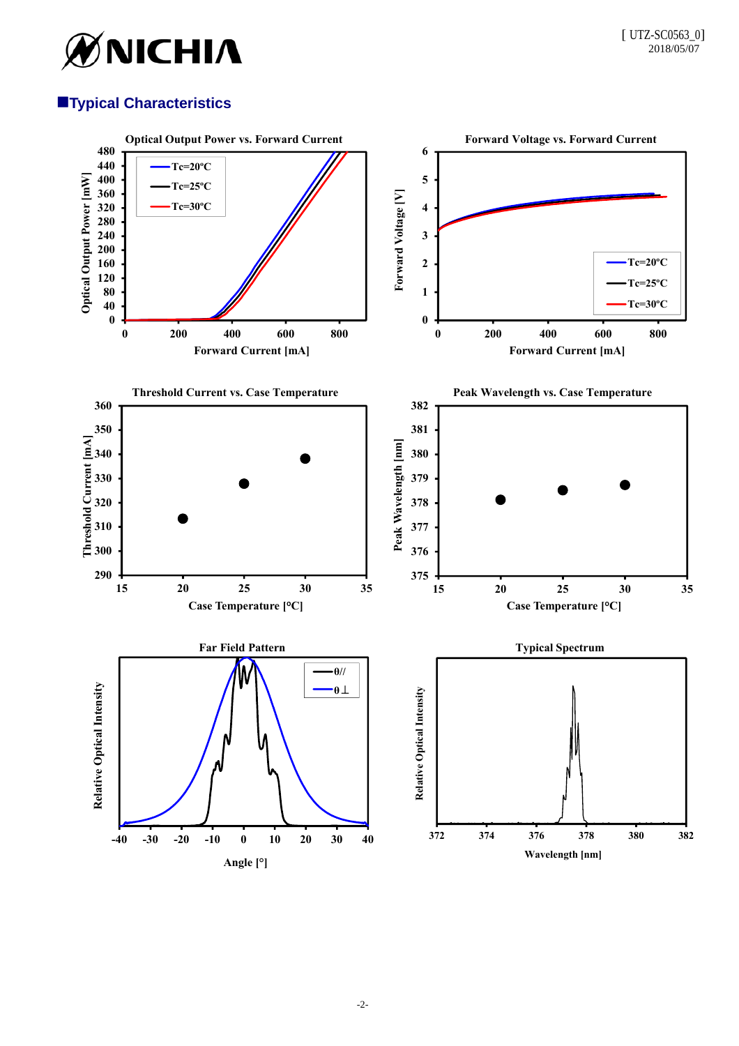## ■Typical Characteristics

Optical Output Power vs. Forward Current

Forward Voltage vs. Forward Current

Threshold Current vs. Case Temperature

Peak Wavelength vs. Case Temperature

Far Field Pattern

Typical Spectrum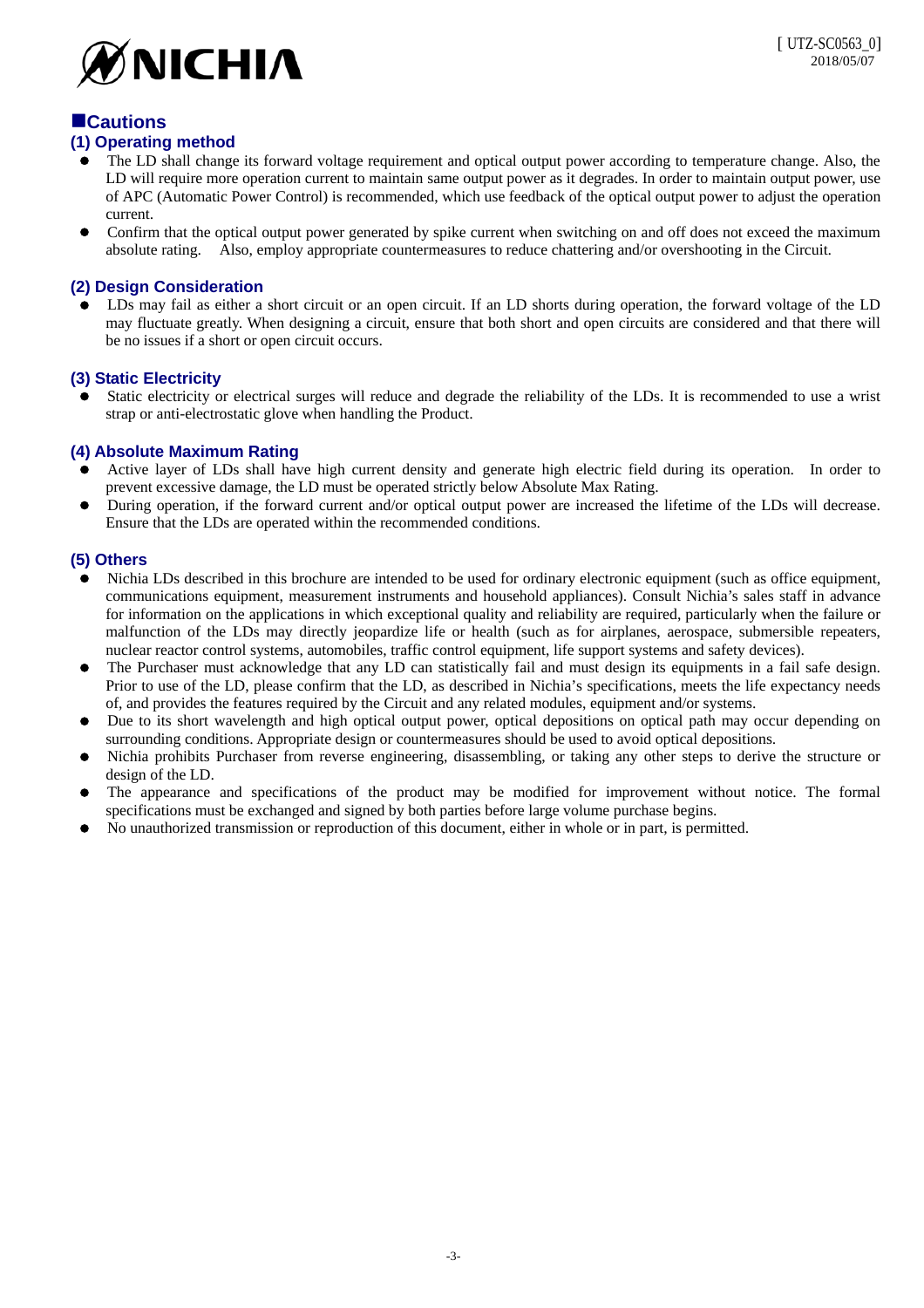## ■Cautions

### (1) Operating method

- The LD shall change its forward voltage requirement and optical output power according to temperature change. Also, the LD will require more operation current to maintain same output power as it degrades. In order to maintain output power, use of APC (Automatic Power Control) is recommended, which use feedback of the optical output power to adjust the operation current.
- Confirm that the optical output power generated by spike current when switching on and off does not exceed the maximum absolute rating. Also, employ appropriate countermeasures to reduce chattering and/or overshooting in the Circuit.

### (2) Design Consideration

- LDs may fail as either a short circuit or an open circuit. If an LD shorts during operation, the forward voltage of the LD may fluctuate greatly. When designing a circuit, ensure that both short and open circuits are considered and that there will be no issues if a short or open circuit occurs.

### (3) Static Electricity

- Static electricity or electrical surges will reduce and degrade the reliability of the LDs. It is recommended to use a wrist strap or anti-electrostatic glove when handling the Product.

### (4) Absolute Maximum Rating

- Active layer of LDs shall have high current density and generate high electric field during its operation. In order to prevent excessive damage, the LD must be operated strictly below Absolute Max Rating.
- During operation, if the forward current and/or optical output power are increased the lifetime of the LDs will decrease. Ensure that the LDs are operated within the recommended conditions.

### (5) Others

- Nichia LDs described in this brochure are intended to be used for ordinary electronic equipment (such as office equipment, communications equipment, measurement instruments and household appliances). Consult Nichia's sales staff in advance for information on the applications in which exceptional quality and reliability are required, particularly when the failure or malfunction of the LDs may directly jeopardize life or health (such as for airplanes, aerospace, submersible repeaters, nuclear reactor control systems, automobiles, traffic control equipment, life support systems and safety devices).
- The Purchaser must acknowledge that any LD can statistically fail and must design its equipments in a fail safe design. Prior to use of the LD, please confirm that the LD, as described in Nichia's specifications, meets the life expectancy needs of, and provides the features required by the Circuit and any related modules, equipment and/or systems.
- Due to its short wavelength and high optical output power, optical depositions on optical path may occur depending on surrounding conditions. Appropriate design or countermeasures should be used to avoid optical depositions.
- Nichia prohibits Purchaser from reverse engineering, disassembling, or taking any other steps to derive the structure or design of the LD.
- The appearance and specifications of the product may be modified for improvement without notice. The formal specifications must be exchanged and signed by both parties before large volume purchase begins.
- No unauthorized transmission or reproduction of this document, either in whole or in part, is permitted.